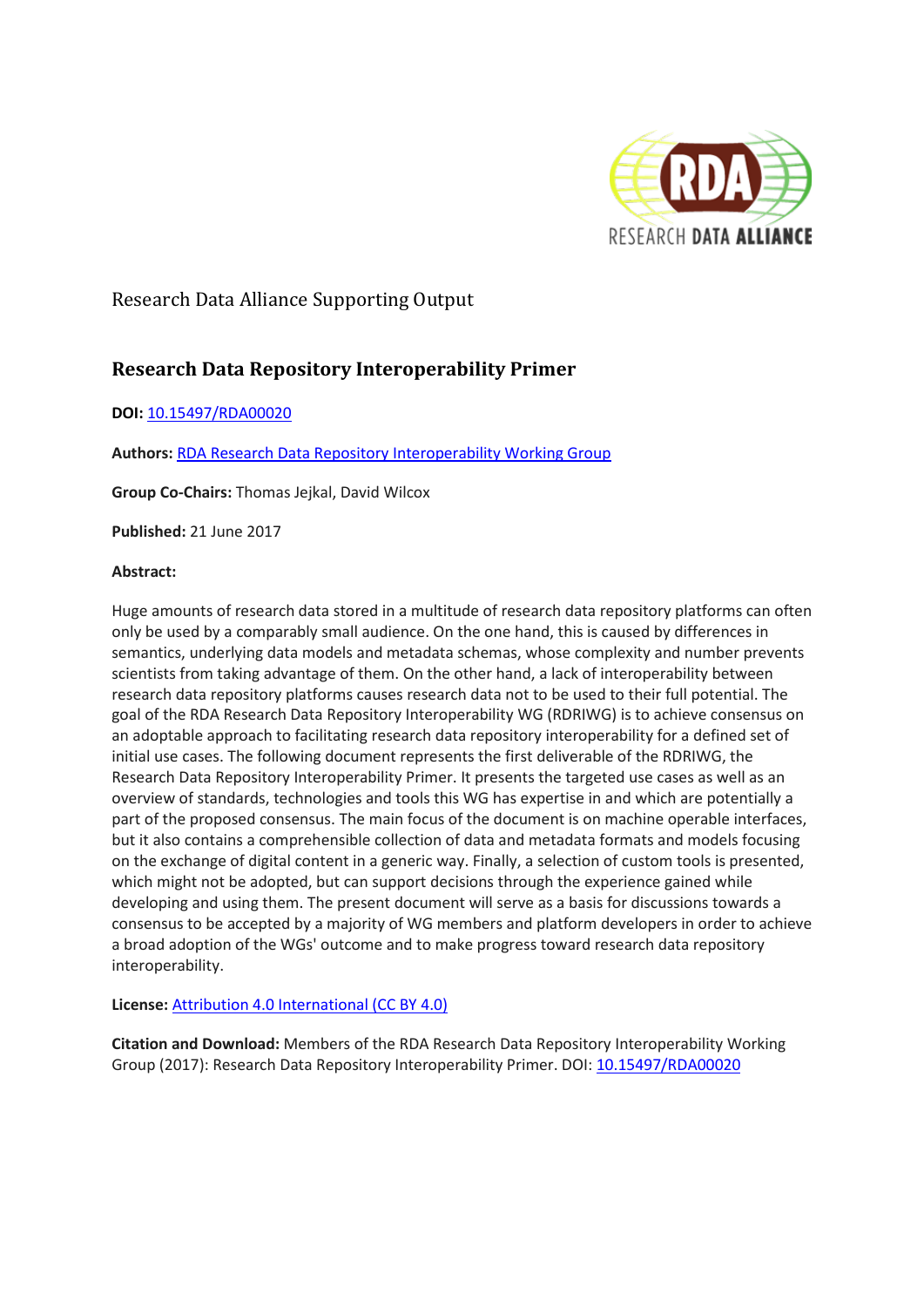Research Data Alliance Supporting Output

# Research Data Repository Interoperability Primer

**DOI:** [10.15497/RDA00020](10.15497/RDA00020)

**Authors:** [RDA Research Data Repository Interoperability Working Group]()

**Group Co-Chairs:** Thomas Jejkal, David Wilcox

**Published:** 21 June 2017

**Abstract:**

Huge amounts of research data stored in a multitude of research data repository platforms can often only be used by a comparably small audience. On the one hand, this is caused by differences in semantics, underlying data models and metadata schemas, whose complexity and number prevents scientists from taking advantage of them. On the other hand, a lack of interoperability between research data repository platforms causes research data not to be used to their full potential. The goal of the RDA Research Data Repository Interoperability WG (RDRIWG) is to achieve consensus on an adoptable approach to facilitating research data repository interoperability for a defined set of initial use cases. The following document represents the first deliverable of the RDRIWG, the Research Data Repository Interoperability Primer. It presents the targeted use cases as well as an overview of standards, technologies and tools this WG has expertise in and which are potentially a part of the proposed consensus. The main focus of the document is on machine operable interfaces, but it also contains a comprehensible collection of data and metadata formats and models focusing on the exchange of digital content in a generic way. Finally, a selection of custom tools is presented, which might not be adopted, but can support decisions through the experience gained while developing and using them. The present document will serve as a basis for discussions towards a consensus to be accepted by a majority of WG members and platform developers in order to achieve a broad adoption of the WGs' outcome and to make progress toward research data repository interoperability.

**License:** [Attribution 4.0 International (CC BY 4.0)]()

**Citation and Download:** Members of the RDA Research Data Repository Interoperability Working Group (2017): Research Data Repository Interoperability Primer. DOI: [10.15497/RDA00020](10.15497/RDA00020)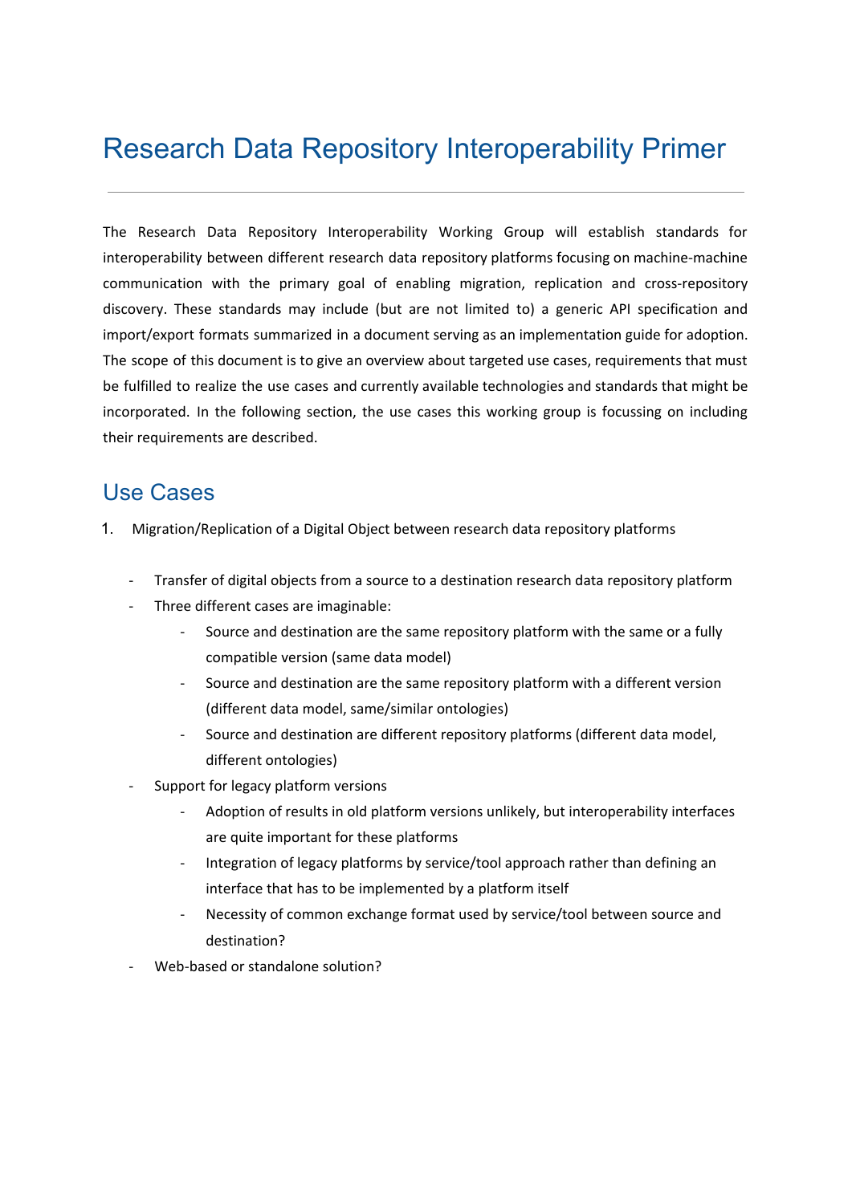# Research Data Repository Interoperability Primer

The Research Data Repository Interoperability Working Group will establish standards for interoperability between different research data repository platforms focusing on machine-machine communication with the primary goal of enabling migration, replication and cross-repository discovery. These standards may include (but are not limited to) a generic API specification and import/export formats summarized in a document serving as an implementation guide for adoption. The scope of this document is to give an overview about targeted use cases, requirements that must be fulfilled to realize the use cases and currently available technologies and standards that might be incorporated. In the following section, the use cases this working group is focussing on including their requirements are described.

## Use Cases

1. Migration/Replication of a Digital Object between research data repository platforms

    - Transfer of digital objects from a source to a destination research data repository platform
    - Three different cases are imaginable:
        - Source and destination are the same repository platform with the same or a fully compatible version (same data model)
        - Source and destination are the same repository platform with a different version (different data model, same/similar ontologies)
        - Source and destination are different repository platforms (different data model, different ontologies)
    - Support for legacy platform versions
        - Adoption of results in old platform versions unlikely, but interoperability interfaces are quite important for these platforms
        - Integration of legacy platforms by service/tool approach rather than defining an interface that has to be implemented by a platform itself
        - Necessity of common exchange format used by service/tool between source and destination?
    - Web-based or standalone solution?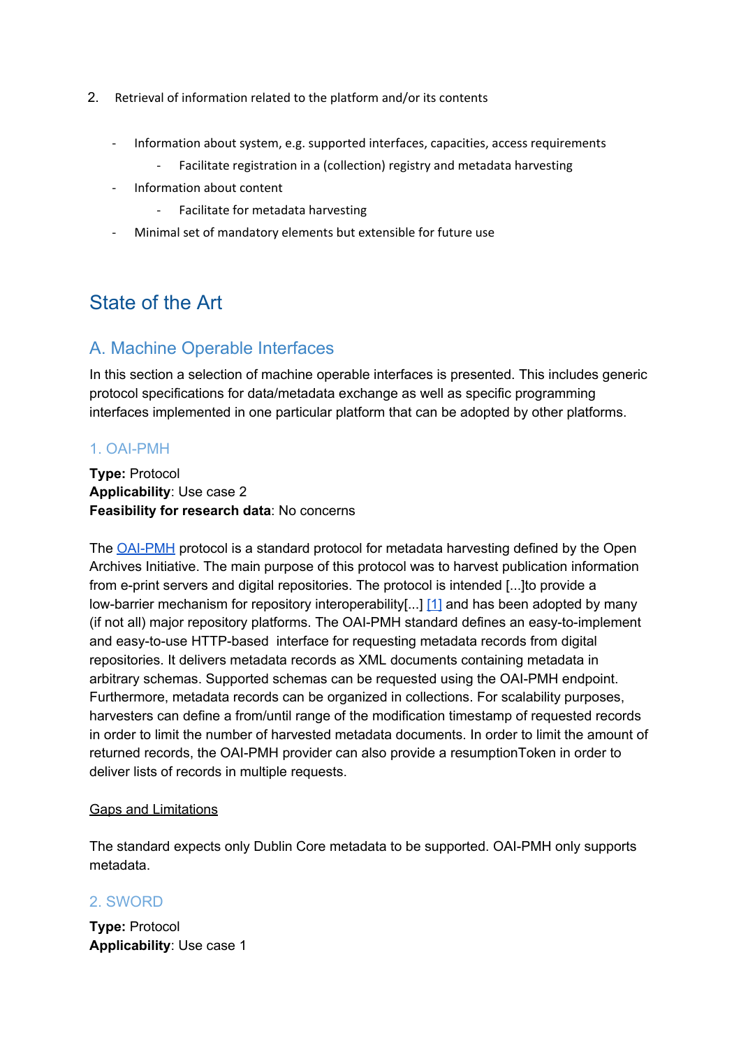2. Retrieval of information related to the platform and/or its contents

- Information about system, e.g. supported interfaces, capacities, access requirements
    - Facilitate registration in a (collection) registry and metadata harvesting
- Information about content
    - Facilitate for metadata harvesting
- Minimal set of mandatory elements but extensible for future use

# State of the Art

## A. Machine Operable Interfaces

In this section a selection of machine operable interfaces is presented. This includes generic protocol specifications for data/metadata exchange as well as specific programming interfaces implemented in one particular platform that can be adopted by other platforms.

### 1. OAI-PMH

**Type:** Protocol
**Applicability**: Use case 2
**Feasibility for research data**: No concerns

The OAI-PMH protocol is a standard protocol for metadata harvesting defined by the Open Archives Initiative. The main purpose of this protocol was to harvest publication information from e-print servers and digital repositories. The protocol is intended [...]to provide a low-barrier mechanism for repository interoperability[...] [1] and has been adopted by many (if not all) major repository platforms. The OAI-PMH standard defines an easy-to-implement and easy-to-use HTTP-based interface for requesting metadata records from digital repositories. It delivers metadata records as XML documents containing metadata in arbitrary schemas. Supported schemas can be requested using the OAI-PMH endpoint. Furthermore, metadata records can be organized in collections. For scalability purposes, harvesters can define a from/until range of the modification timestamp of requested records in order to limit the number of harvested metadata documents. In order to limit the amount of returned records, the OAI-PMH provider can also provide a resumptionToken in order to deliver lists of records in multiple requests.

<u>Gaps and Limitations</u>

The standard expects only Dublin Core metadata to be supported. OAI-PMH only supports metadata.

### 2. SWORD

**Type:** Protocol
**Applicability**: Use case 1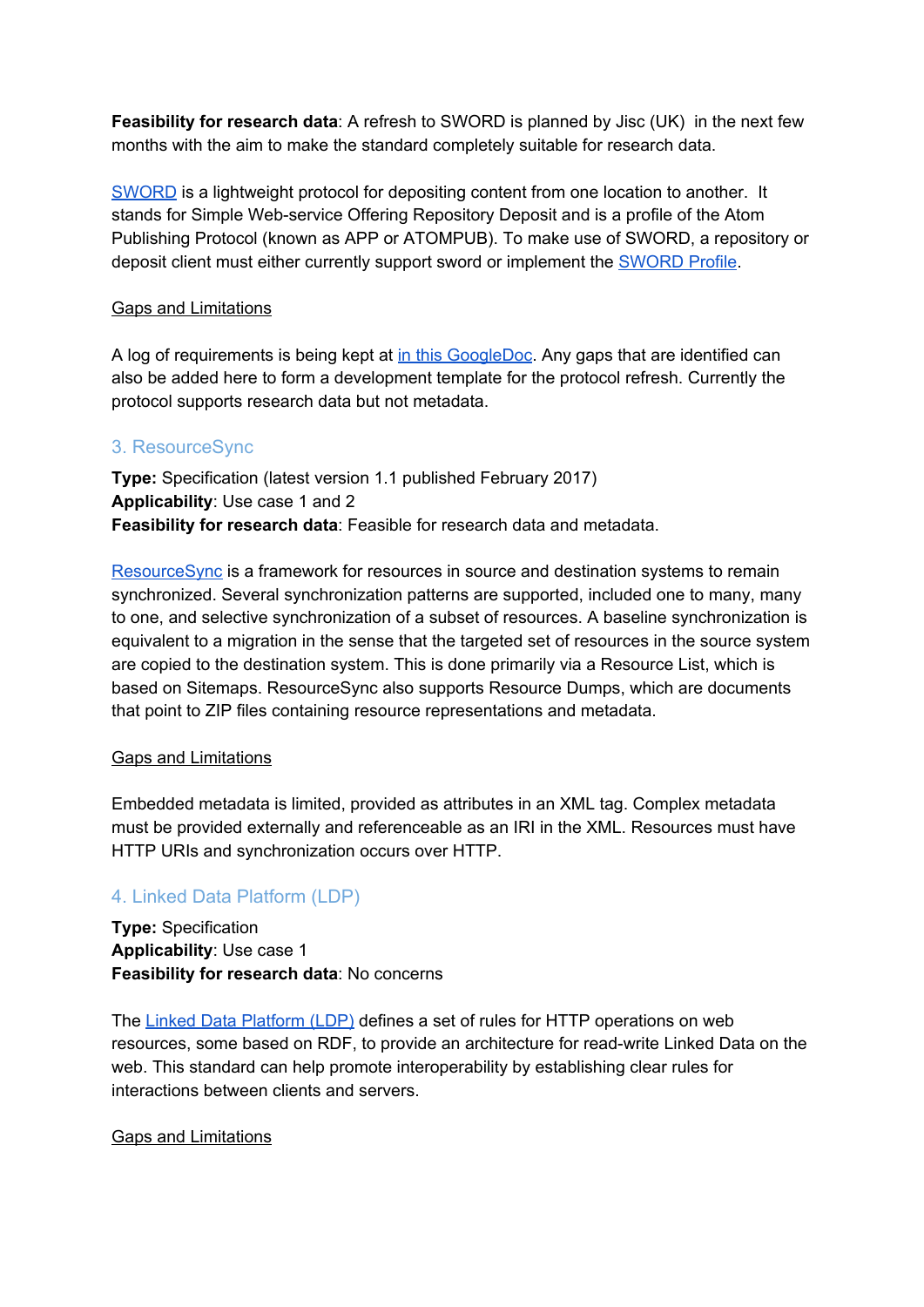**Feasibility for research data**: A refresh to SWORD is planned by Jisc (UK) in the next few months with the aim to make the standard completely suitable for research data.

SWORD is a lightweight protocol for depositing content from one location to another. It stands for Simple Web-service Offering Repository Deposit and is a profile of the Atom Publishing Protocol (known as APP or ATOMPUB). To make use of SWORD, a repository or deposit client must either currently support sword or implement the SWORD Profile.

Gaps and Limitations

A log of requirements is being kept at in this GoogleDoc. Any gaps that are identified can also be added here to form a development template for the protocol refresh. Currently the protocol supports research data but not metadata.

## 3. ResourceSync

**Type:** Specification (latest version 1.1 published February 2017)
**Applicability**: Use case 1 and 2
**Feasibility for research data**: Feasible for research data and metadata.

ResourceSync is a framework for resources in source and destination systems to remain synchronized. Several synchronization patterns are supported, included one to many, many to one, and selective synchronization of a subset of resources. A baseline synchronization is equivalent to a migration in the sense that the targeted set of resources in the source system are copied to the destination system. This is done primarily via a Resource List, which is based on Sitemaps. ResourceSync also supports Resource Dumps, which are documents that point to ZIP files containing resource representations and metadata.

Gaps and Limitations

Embedded metadata is limited, provided as attributes in an XML tag. Complex metadata must be provided externally and referenceable as an IRI in the XML. Resources must have HTTP URIs and synchronization occurs over HTTP.

## 4. Linked Data Platform (LDP)

**Type:** Specification
**Applicability**: Use case 1
**Feasibility for research data**: No concerns

The Linked Data Platform (LDP) defines a set of rules for HTTP operations on web resources, some based on RDF, to provide an architecture for read-write Linked Data on the web. This standard can help promote interoperability by establishing clear rules for interactions between clients and servers.

Gaps and Limitations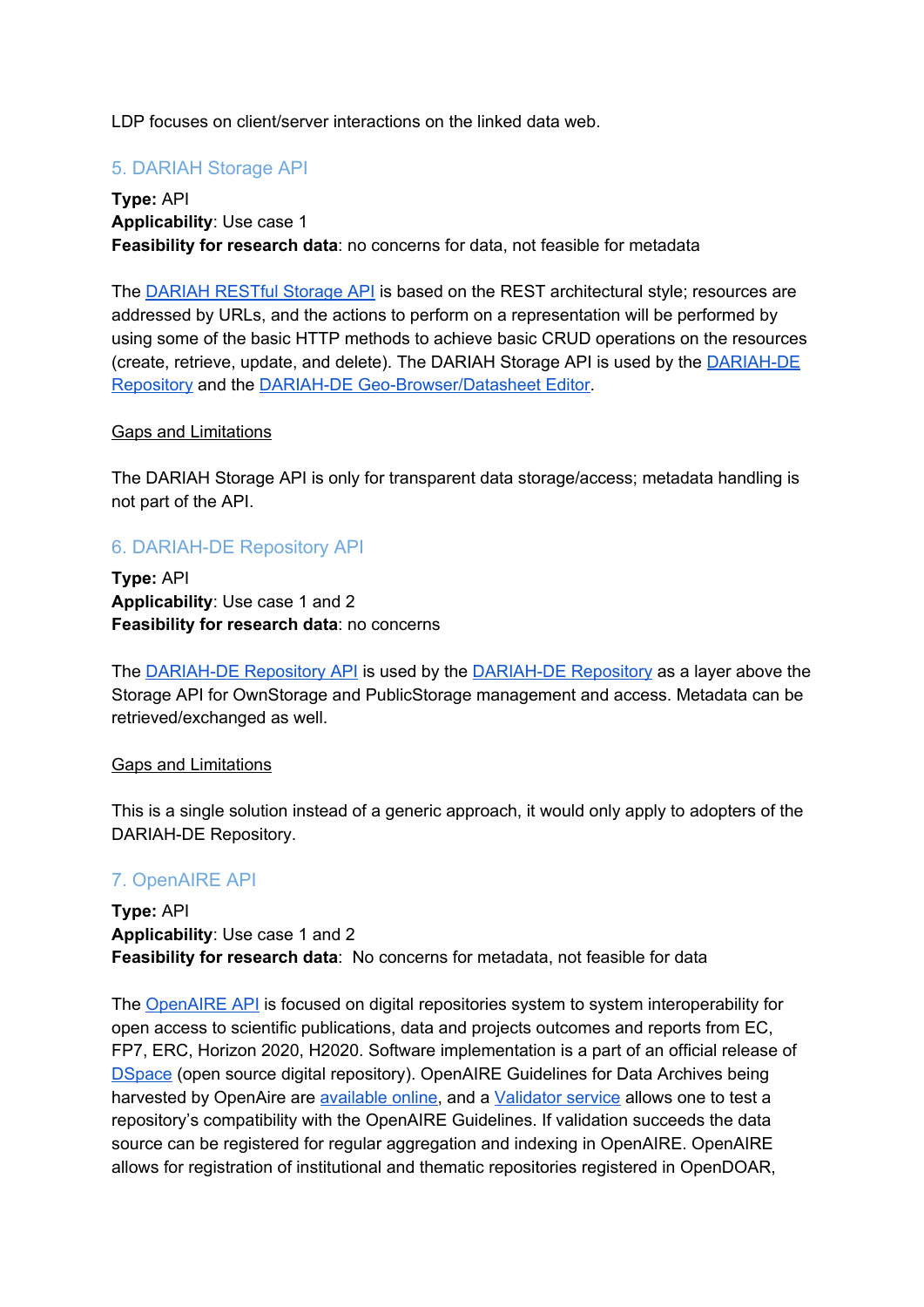LDP focuses on client/server interactions on the linked data web.

### 5. DARIAH Storage API

**Type:** API
**Applicability**: Use case 1
**Feasibility for research data**: no concerns for data, not feasible for metadata

The DARIAH RESTful Storage API is based on the REST architectural style; resources are addressed by URLs, and the actions to perform on a representation will be performed by using some of the basic HTTP methods to achieve basic CRUD operations on the resources (create, retrieve, update, and delete). The DARIAH Storage API is used by the DARIAH-DE Repository and the DARIAH-DE Geo-Browser/Datasheet Editor.

Gaps and Limitations

The DARIAH Storage API is only for transparent data storage/access; metadata handling is not part of the API.

### 6. DARIAH-DE Repository API

**Type:** API
**Applicability**: Use case 1 and 2
**Feasibility for research data**: no concerns

The DARIAH-DE Repository API is used by the DARIAH-DE Repository as a layer above the Storage API for OwnStorage and PublicStorage management and access. Metadata can be retrieved/exchanged as well.

Gaps and Limitations

This is a single solution instead of a generic approach, it would only apply to adopters of the DARIAH-DE Repository.

### 7. OpenAIRE API

**Type:** API
**Applicability**: Use case 1 and 2
**Feasibility for research data**: No concerns for metadata, not feasible for data

The OpenAIRE API is focused on digital repositories system to system interoperability for open access to scientific publications, data and projects outcomes and reports from EC, FP7, ERC, Horizon 2020, H2020. Software implementation is a part of an official release of DSpace (open source digital repository). OpenAIRE Guidelines for Data Archives being harvested by OpenAire are available online, and a Validator service allows one to test a repository's compatibility with the OpenAIRE Guidelines. If validation succeeds the data source can be registered for regular aggregation and indexing in OpenAIRE. OpenAIRE allows for registration of institutional and thematic repositories registered in OpenDOAR,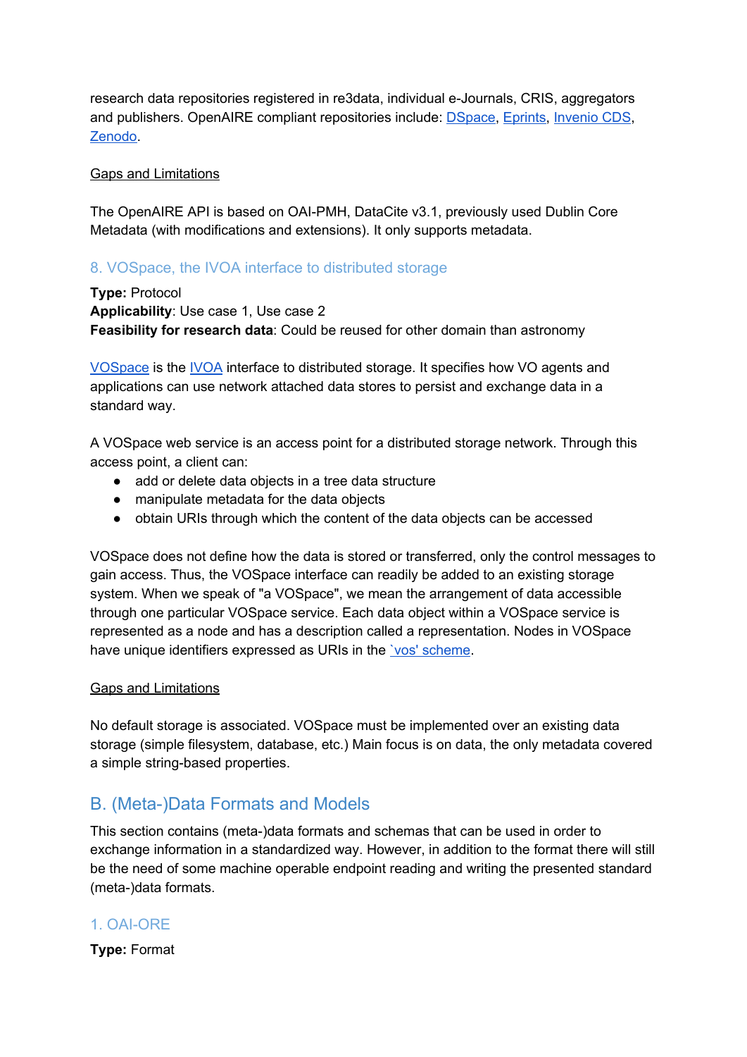research data repositories registered in re3data, individual e-Journals, CRIS, aggregators and publishers. OpenAIRE compliant repositories include: DSpace, Eprints, Invenio CDS, Zenodo.

Gaps and Limitations

The OpenAIRE API is based on OAI-PMH, DataCite v3.1, previously used Dublin Core Metadata (with modifications and extensions). It only supports metadata.

### 8. VOSpace, the IVOA interface to distributed storage

**Type:** Protocol
**Applicability**: Use case 1, Use case 2
**Feasibility for research data**: Could be reused for other domain than astronomy

VOSpace is the IVOA interface to distributed storage. It specifies how VO agents and applications can use network attached data stores to persist and exchange data in a standard way.

A VOSpace web service is an access point for a distributed storage network. Through this access point, a client can:

- add or delete data objects in a tree data structure
- manipulate metadata for the data objects
- obtain URIs through which the content of the data objects can be accessed

VOSpace does not define how the data is stored or transferred, only the control messages to gain access. Thus, the VOSpace interface can readily be added to an existing storage system. When we speak of "a VOSpace", we mean the arrangement of data accessible through one particular VOSpace service. Each data object within a VOSpace service is represented as a node and has a description called a representation. Nodes in VOSpace have unique identifiers expressed as URIs in the `vos' scheme.

Gaps and Limitations

No default storage is associated. VOSpace must be implemented over an existing data storage (simple filesystem, database, etc.) Main focus is on data, the only metadata covered a simple string-based properties.

## B. (Meta-)Data Formats and Models

This section contains (meta-)data formats and schemas that can be used in order to exchange information in a standardized way. However, in addition to the format there will still be the need of some machine operable endpoint reading and writing the presented standard (meta-)data formats.

### 1. OAI-ORE

**Type:** Format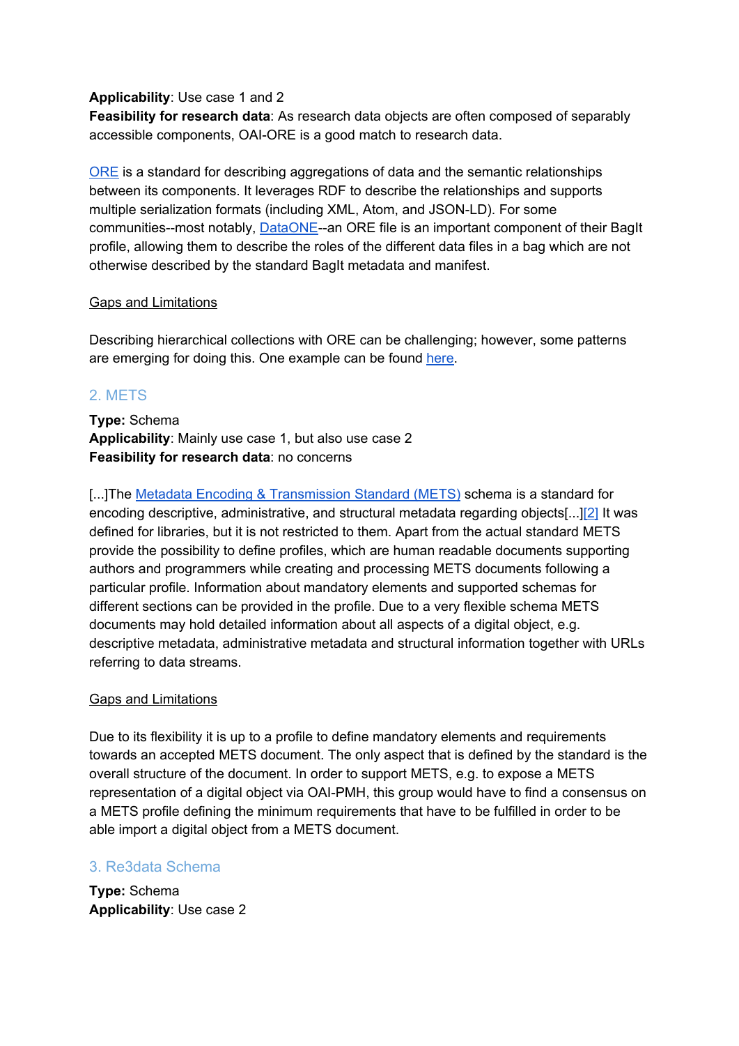**Applicability**: Use case 1 and 2
**Feasibility for research data**: As research data objects are often composed of separably accessible components, OAI-ORE is a good match to research data.

ORE is a standard for describing aggregations of data and the semantic relationships between its components. It leverages RDF to describe the relationships and supports multiple serialization formats (including XML, Atom, and JSON-LD). For some communities--most notably, DataONE--an ORE file is an important component of their BagIt profile, allowing them to describe the roles of the different data files in a bag which are not otherwise described by the standard BagIt metadata and manifest.

Gaps and Limitations

Describing hierarchical collections with ORE can be challenging; however, some patterns are emerging for doing this. One example can be found here.

## 2. METS

**Type:** Schema
**Applicability**: Mainly use case 1, but also use case 2
**Feasibility for research data**: no concerns

[...]The Metadata Encoding & Transmission Standard (METS) schema is a standard for encoding descriptive, administrative, and structural metadata regarding objects[...][2] It was defined for libraries, but it is not restricted to them. Apart from the actual standard METS provide the possibility to define profiles, which are human readable documents supporting authors and programmers while creating and processing METS documents following a particular profile. Information about mandatory elements and supported schemas for different sections can be provided in the profile. Due to a very flexible schema METS documents may hold detailed information about all aspects of a digital object, e.g. descriptive metadata, administrative metadata and structural information together with URLs referring to data streams.

Gaps and Limitations

Due to its flexibility it is up to a profile to define mandatory elements and requirements towards an accepted METS document. The only aspect that is defined by the standard is the overall structure of the document. In order to support METS, e.g. to expose a METS representation of a digital object via OAI-PMH, this group would have to find a consensus on a METS profile defining the minimum requirements that have to be fulfilled in order to be able import a digital object from a METS document.

## 3. Re3data Schema

**Type:** Schema
**Applicability**: Use case 2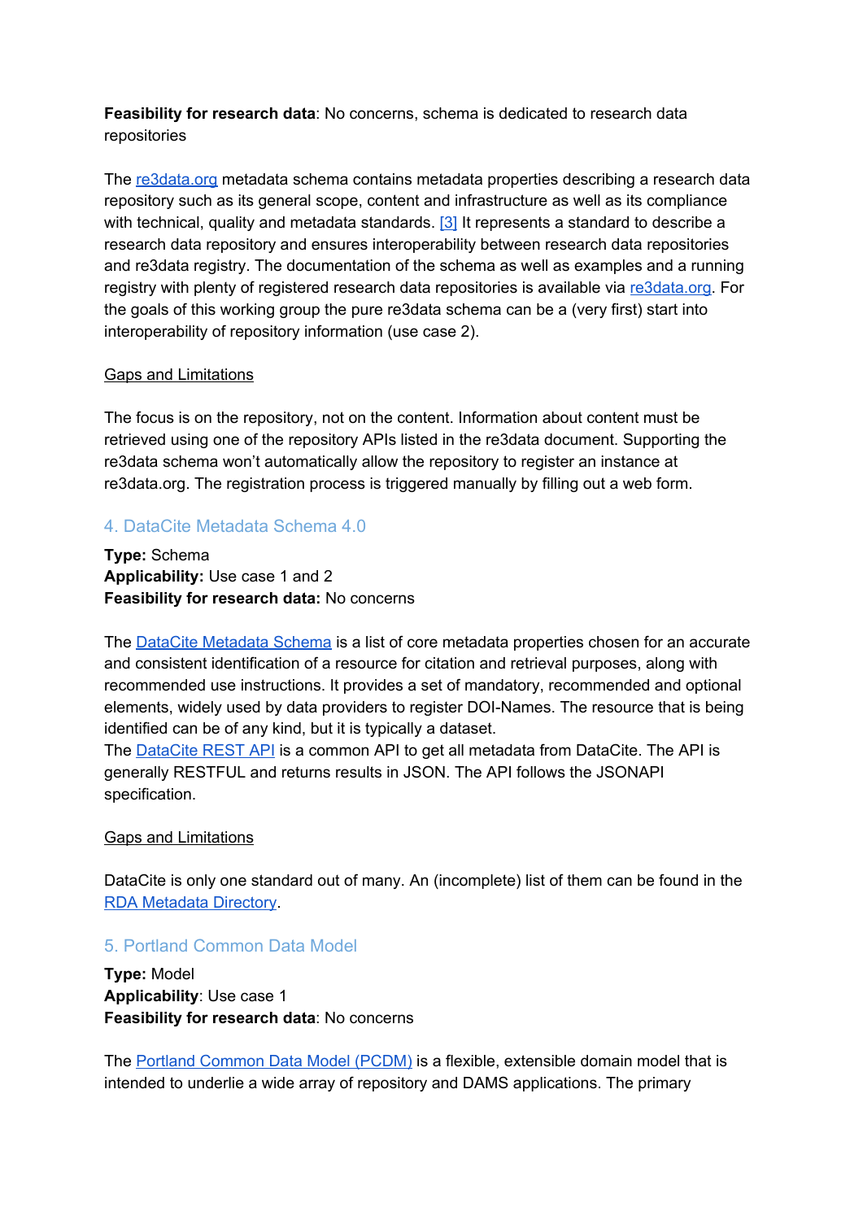**Feasibility for research data**: No concerns, schema is dedicated to research data repositories

The re3data.org metadata schema contains metadata properties describing a research data repository such as its general scope, content and infrastructure as well as its compliance with technical, quality and metadata standards. [3] It represents a standard to describe a research data repository and ensures interoperability between research data repositories and re3data registry. The documentation of the schema as well as examples and a running registry with plenty of registered research data repositories is available via re3data.org. For the goals of this working group the pure re3data schema can be a (very first) start into interoperability of repository information (use case 2).

Gaps and Limitations

The focus is on the repository, not on the content. Information about content must be retrieved using one of the repository APIs listed in the re3data document. Supporting the re3data schema won't automatically allow the repository to register an instance at re3data.org. The registration process is triggered manually by filling out a web form.

### 4. DataCite Metadata Schema 4.0

**Type:** Schema
**Applicability:** Use case 1 and 2
**Feasibility for research data:** No concerns

The DataCite Metadata Schema is a list of core metadata properties chosen for an accurate and consistent identification of a resource for citation and retrieval purposes, along with recommended use instructions. It provides a set of mandatory, recommended and optional elements, widely used by data providers to register DOI-Names. The resource that is being identified can be of any kind, but it is typically a dataset.
The DataCite REST API is a common API to get all metadata from DataCite. The API is generally RESTFUL and returns results in JSON. The API follows the JSONAPI specification.

Gaps and Limitations

DataCite is only one standard out of many. An (incomplete) list of them can be found in the RDA Metadata Directory.

### 5. Portland Common Data Model

**Type:** Model
**Applicability**: Use case 1
**Feasibility for research data**: No concerns

The Portland Common Data Model (PCDM) is a flexible, extensible domain model that is intended to underlie a wide array of repository and DAMS applications. The primary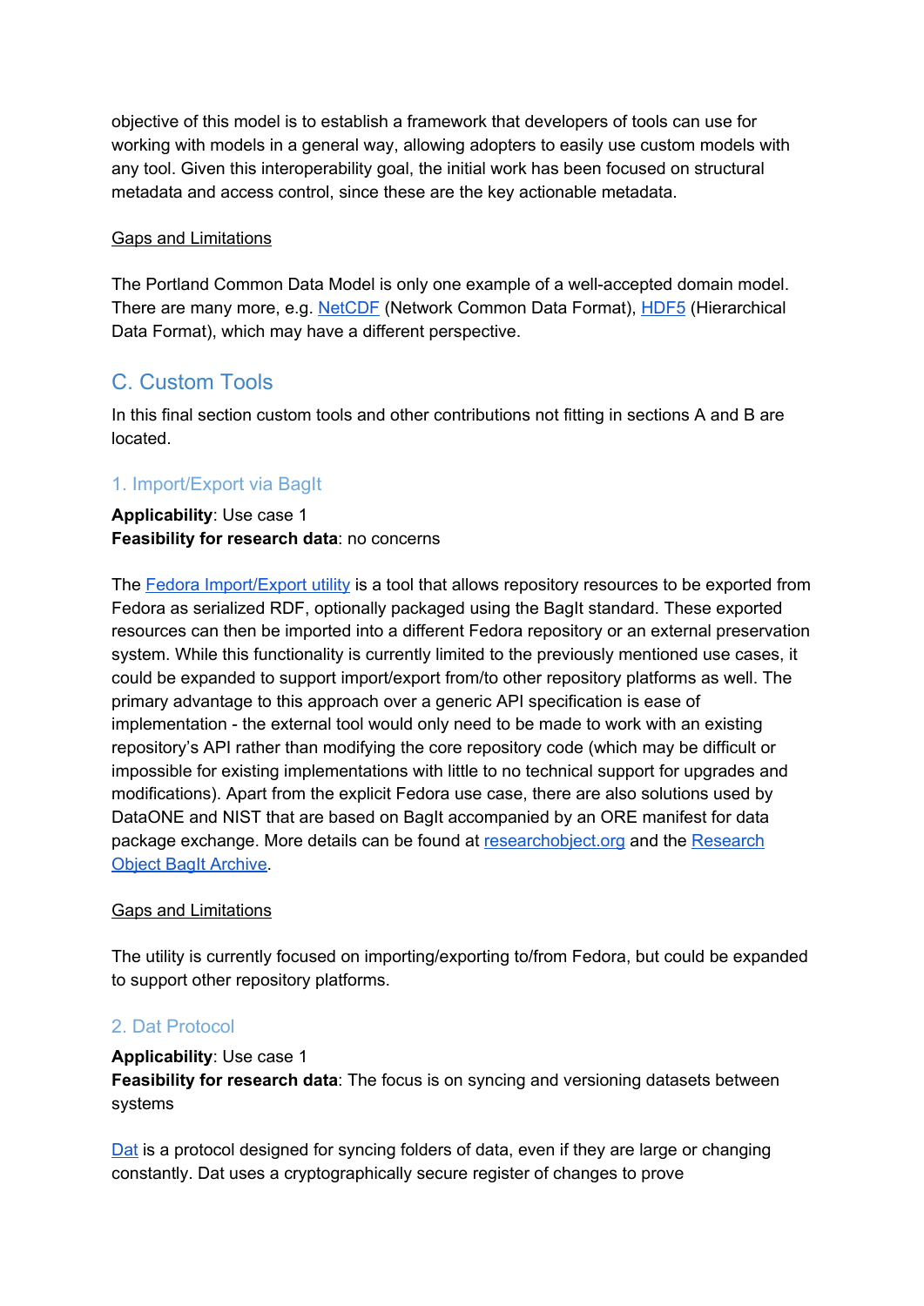objective of this model is to establish a framework that developers of tools can use for working with models in a general way, allowing adopters to easily use custom models with any tool. Given this interoperability goal, the initial work has been focused on structural metadata and access control, since these are the key actionable metadata.

Gaps and Limitations

The Portland Common Data Model is only one example of a well-accepted domain model. There are many more, e.g. NetCDF (Network Common Data Format), HDF5 (Hierarchical Data Format), which may have a different perspective.

## C. Custom Tools

In this final section custom tools and other contributions not fitting in sections A and B are located.

### 1. Import/Export via BagIt

**Applicability**: Use case 1
**Feasibility for research data**: no concerns

The Fedora Import/Export utility is a tool that allows repository resources to be exported from Fedora as serialized RDF, optionally packaged using the BagIt standard. These exported resources can then be imported into a different Fedora repository or an external preservation system. While this functionality is currently limited to the previously mentioned use cases, it could be expanded to support import/export from/to other repository platforms as well. The primary advantage to this approach over a generic API specification is ease of implementation - the external tool would only need to be made to work with an existing repository's API rather than modifying the core repository code (which may be difficult or impossible for existing implementations with little to no technical support for upgrades and modifications). Apart from the explicit Fedora use case, there are also solutions used by DataONE and NIST that are based on BagIt accompanied by an ORE manifest for data package exchange. More details can be found at researchobject.org and the Research Object BagIt Archive.

Gaps and Limitations

The utility is currently focused on importing/exporting to/from Fedora, but could be expanded to support other repository platforms.

### 2. Dat Protocol

**Applicability**: Use case 1
**Feasibility for research data**: The focus is on syncing and versioning datasets between systems

Dat is a protocol designed for syncing folders of data, even if they are large or changing constantly. Dat uses a cryptographically secure register of changes to prove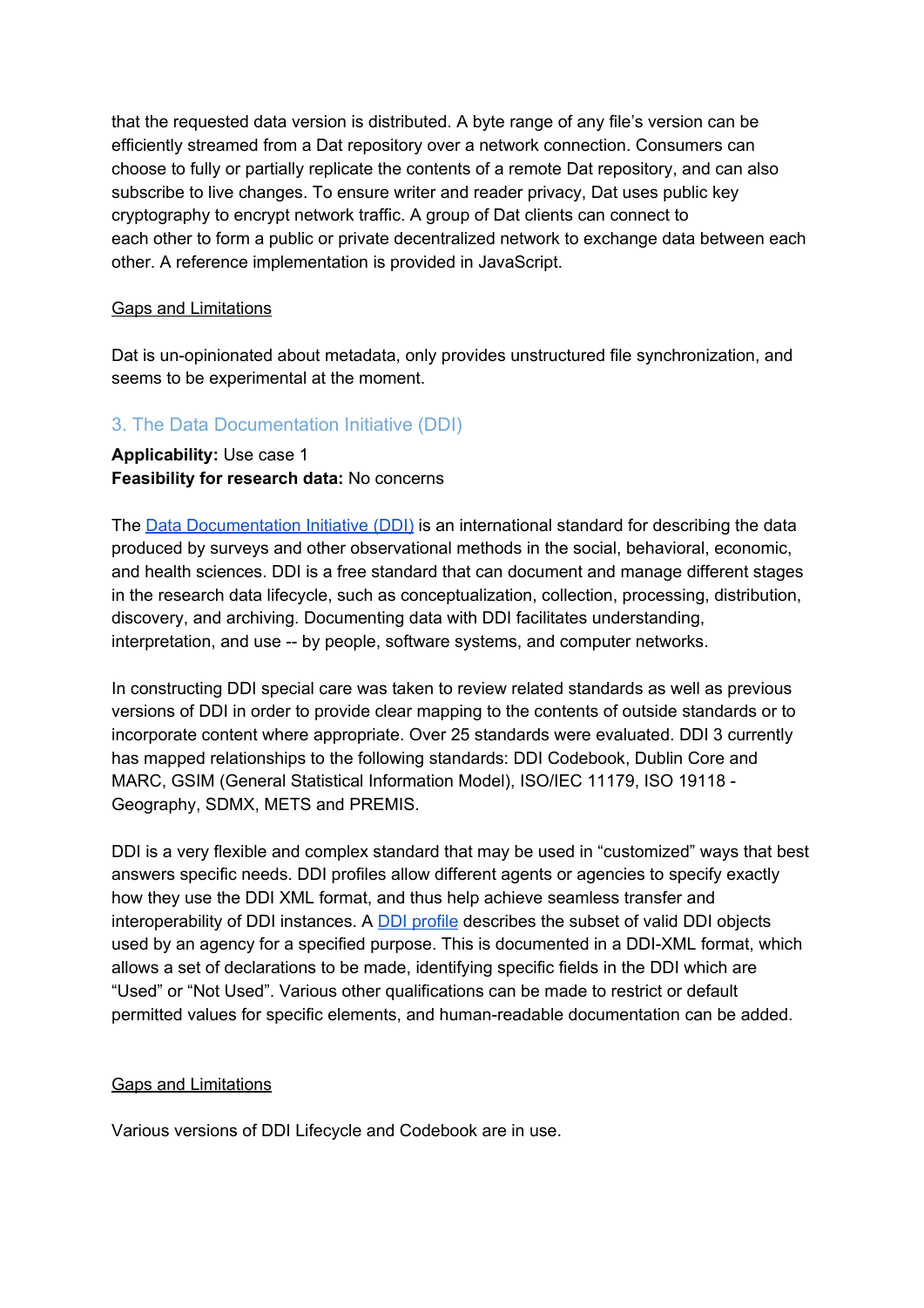that the requested data version is distributed. A byte range of any file's version can be efficiently streamed from a Dat repository over a network connection. Consumers can choose to fully or partially replicate the contents of a remote Dat repository, and can also subscribe to live changes. To ensure writer and reader privacy, Dat uses public key cryptography to encrypt network traffic. A group of Dat clients can connect to each other to form a public or private decentralized network to exchange data between each other. A reference implementation is provided in JavaScript.

Gaps and Limitations

Dat is un-opinionated about metadata, only provides unstructured file synchronization, and seems to be experimental at the moment.

### 3. The Data Documentation Initiative (DDI)

**Applicability:** Use case 1
**Feasibility for research data:** No concerns

The Data Documentation Initiative (DDI) is an international standard for describing the data produced by surveys and other observational methods in the social, behavioral, economic, and health sciences. DDI is a free standard that can document and manage different stages in the research data lifecycle, such as conceptualization, collection, processing, distribution, discovery, and archiving. Documenting data with DDI facilitates understanding, interpretation, and use -- by people, software systems, and computer networks.

In constructing DDI special care was taken to review related standards as well as previous versions of DDI in order to provide clear mapping to the contents of outside standards or to incorporate content where appropriate. Over 25 standards were evaluated. DDI 3 currently has mapped relationships to the following standards: DDI Codebook, Dublin Core and MARC, GSIM (General Statistical Information Model), ISO/IEC 11179, ISO 19118 - Geography, SDMX, METS and PREMIS.

DDI is a very flexible and complex standard that may be used in "customized" ways that best answers specific needs. DDI profiles allow different agents or agencies to specify exactly how they use the DDI XML format, and thus help achieve seamless transfer and interoperability of DDI instances. A DDI profile describes the subset of valid DDI objects used by an agency for a specified purpose. This is documented in a DDI-XML format, which allows a set of declarations to be made, identifying specific fields in the DDI which are "Used" or "Not Used". Various other qualifications can be made to restrict or default permitted values for specific elements, and human-readable documentation can be added.

Gaps and Limitations

Various versions of DDI Lifecycle and Codebook are in use.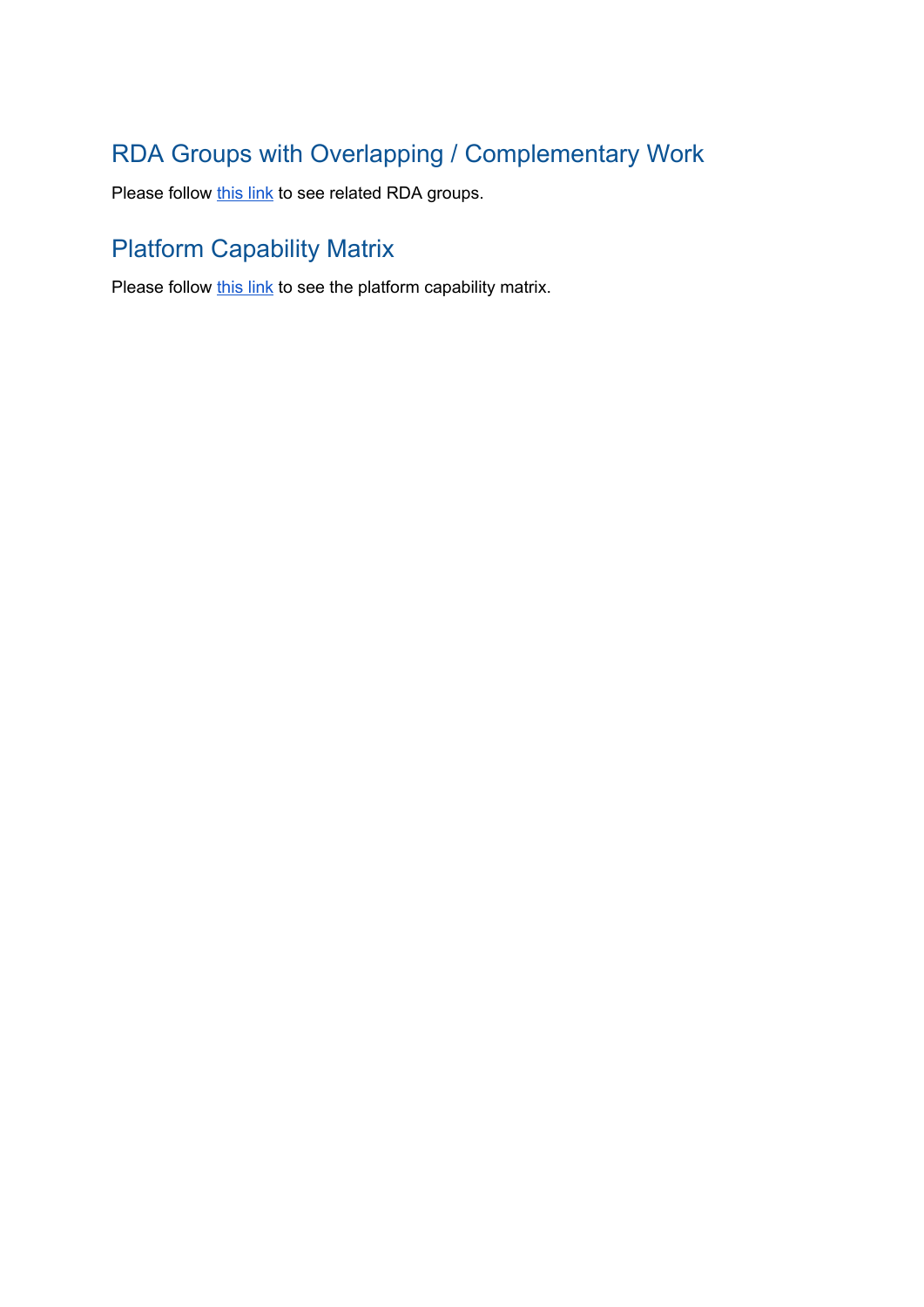## RDA Groups with Overlapping / Complementary Work

Please follow this link to see related RDA groups.

## Platform Capability Matrix

Please follow this link to see the platform capability matrix.